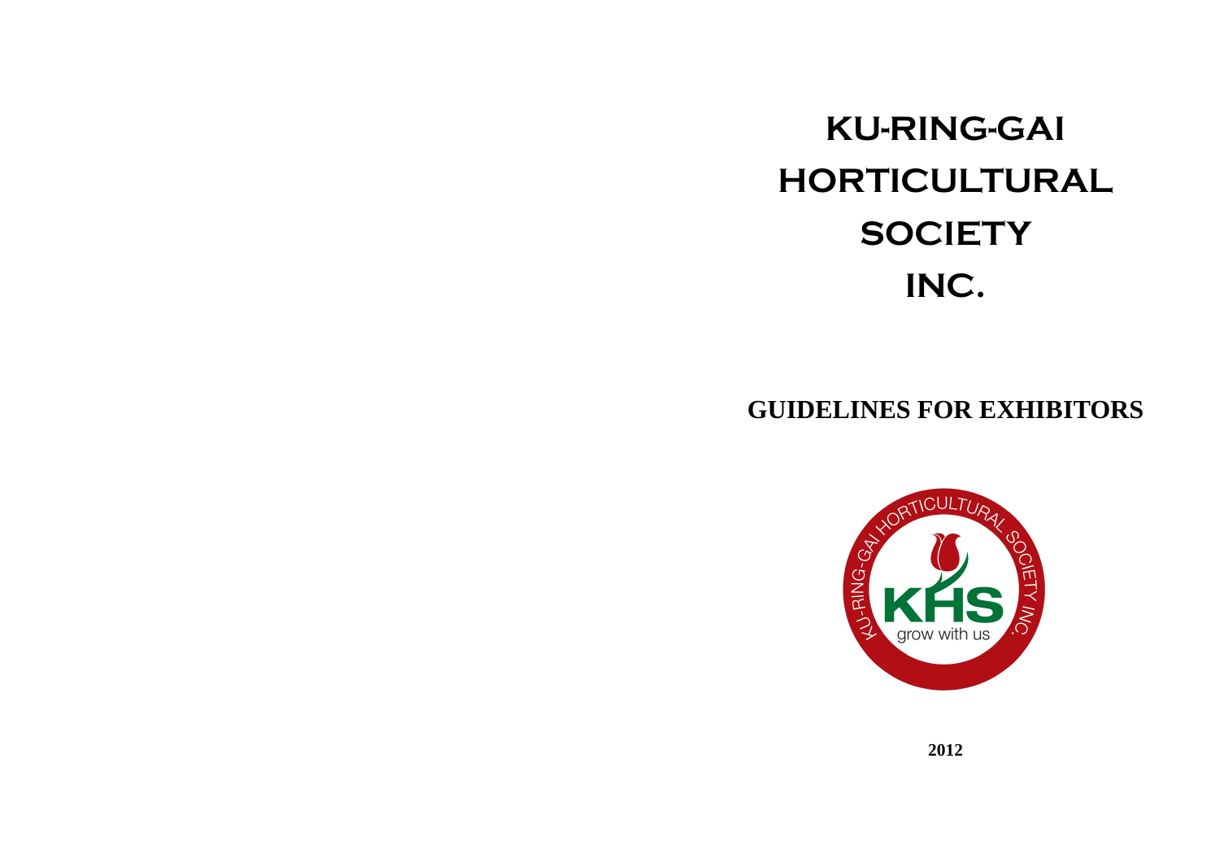# KU-RING-GAI HORTICULTURAL SOCIETY INC.

## GUIDELINES FOR EXHIBITORS

**2012**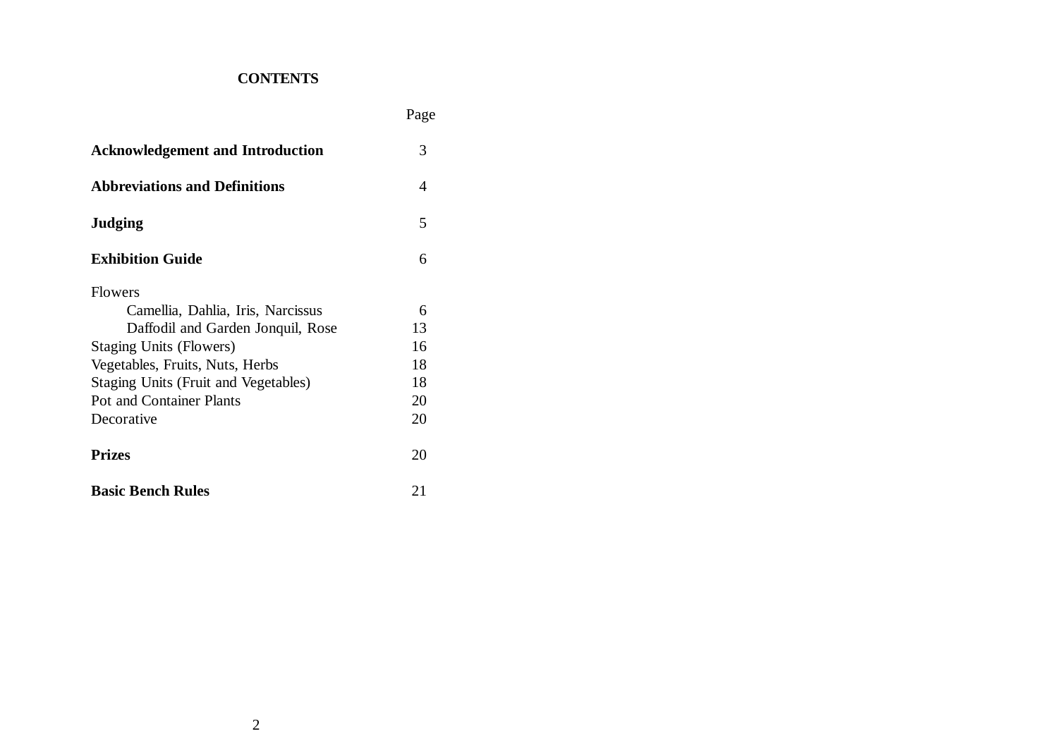# CONTENTS

| | Page |
|---|---|
| **Acknowledgement and Introduction** | 3 |
| **Abbreviations and Definitions** | 4 |
| **Judging** | 5 |
| **Exhibition Guide** | 6 |
| Flowers | |
| &nbsp;&nbsp;&nbsp;&nbsp;Camellia, Dahlia, Iris, Narcissus | 6 |
| &nbsp;&nbsp;&nbsp;&nbsp;Daffodil and Garden Jonquil, Rose | 13 |
| Staging Units (Flowers) | 16 |
| Vegetables, Fruits, Nuts, Herbs | 18 |
| Staging Units (Fruit and Vegetables) | 18 |
| Pot and Container Plants | 20 |
| Decorative | 20 |
| **Prizes** | 20 |
| **Basic Bench Rules** | 21 |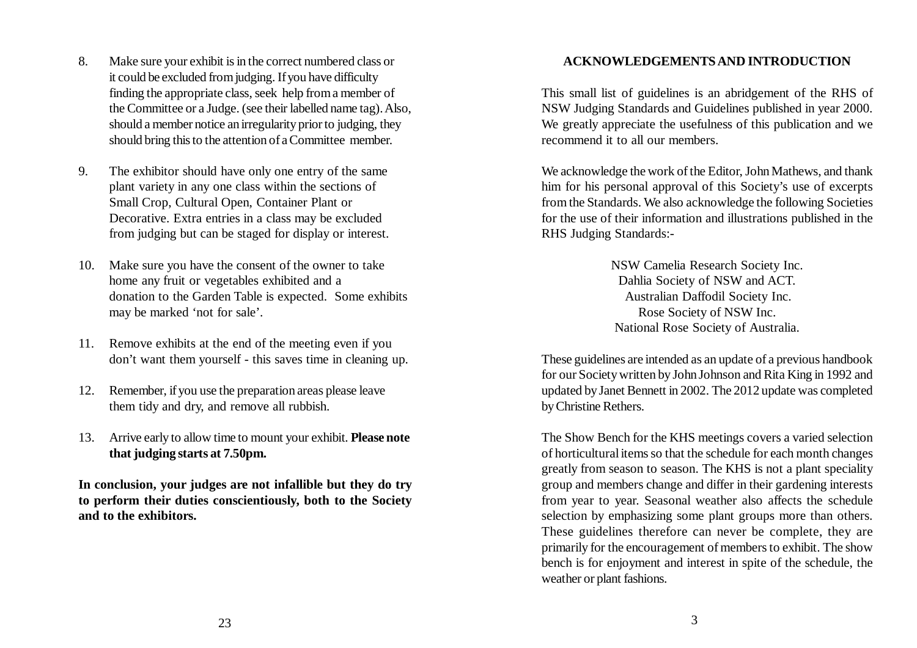8. Make sure your exhibit is in the correct numbered class or it could be excluded from judging. If you have difficulty finding the appropriate class, seek help from a member of the Committee or a Judge. (see their labelled name tag). Also, should a member notice an irregularity prior to judging, they should bring this to the attention of a Committee member.

9. The exhibitor should have only one entry of the same plant variety in any one class within the sections of Small Crop, Cultural Open, Container Plant or Decorative. Extra entries in a class may be excluded from judging but can be staged for display or interest.

10. Make sure you have the consent of the owner to take home any fruit or vegetables exhibited and a donation to the Garden Table is expected. Some exhibits may be marked 'not for sale'.

11. Remove exhibits at the end of the meeting even if you don't want them yourself - this saves time in cleaning up.

12. Remember, if you use the preparation areas please leave them tidy and dry, and remove all rubbish.

13. Arrive early to allow time to mount your exhibit. **Please note that judging starts at 7.50pm.**

**In conclusion, your judges are not infallible but they do try to perform their duties conscientiously, both to the Society and to the exhibitors.**

## ACKNOWLEDGEMENTS AND INTRODUCTION

This small list of guidelines is an abridgement of the RHS of NSW Judging Standards and Guidelines published in year 2000. We greatly appreciate the usefulness of this publication and we recommend it to all our members.

We acknowledge the work of the Editor, John Mathews, and thank him for his personal approval of this Society's use of excerpts from the Standards. We also acknowledge the following Societies for the use of their information and illustrations published in the RHS Judging Standards:-

NSW Camelia Research Society Inc.
Dahlia Society of NSW and ACT.
Australian Daffodil Society Inc.
Rose Society of NSW Inc.
National Rose Society of Australia.

These guidelines are intended as an update of a previous handbook for our Society written by John Johnson and Rita King in 1992 and updated by Janet Bennett in 2002. The 2012 update was completed by Christine Rethers.

The Show Bench for the KHS meetings covers a varied selection of horticultural items so that the schedule for each month changes greatly from season to season. The KHS is not a plant speciality group and members change and differ in their gardening interests from year to year. Seasonal weather also affects the schedule selection by emphasizing some plant groups more than others. These guidelines therefore can never be complete, they are primarily for the encouragement of members to exhibit. The show bench is for enjoyment and interest in spite of the schedule, the weather or plant fashions.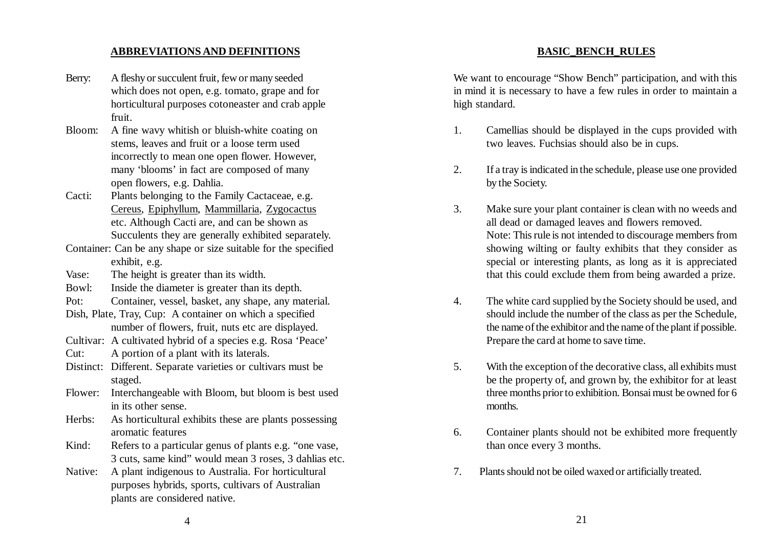## ABBREVIATIONS AND DEFINITIONS

Berry: A fleshy or succulent fruit, few or many seeded which does not open, e.g. tomato, grape and for horticultural purposes cotoneaster and crab apple fruit.

Bloom: A fine wavy whitish or bluish-white coating on stems, leaves and fruit or a loose term used incorrectly to mean one open flower. However, many 'blooms' in fact are composed of many open flowers, e.g. Dahlia.

Cacti: Plants belonging to the Family Cactaceae, e.g. Cereus, Epiphyllum, Mammillaria, Zygocactus etc. Although Cacti are, and can be shown as Succulents they are generally exhibited separately.

Container: Can be any shape or size suitable for the specified exhibit, e.g.

Vase: The height is greater than its width.

Bowl: Inside the diameter is greater than its depth.

Pot: Container, vessel, basket, any shape, any material.

Dish, Plate, Tray, Cup: A container on which a specified number of flowers, fruit, nuts etc are displayed.

Cultivar: A cultivated hybrid of a species e.g. Rosa 'Peace'

Cut: A portion of a plant with its laterals.

Distinct: Different. Separate varieties or cultivars must be staged.

Flower: Interchangeable with Bloom, but bloom is best used in its other sense.

Herbs: As horticultural exhibits these are plants possessing aromatic features

Kind: Refers to a particular genus of plants e.g. "one vase, 3 cuts, same kind" would mean 3 roses, 3 dahlias etc.

Native: A plant indigenous to Australia. For horticultural purposes hybrids, sports, cultivars of Australian plants are considered native.

## BASIC_BENCH_RULES

We want to encourage "Show Bench" participation, and with this in mind it is necessary to have a few rules in order to maintain a high standard.

1. Camellias should be displayed in the cups provided with two leaves. Fuchsias should also be in cups.

2. If a tray is indicated in the schedule, please use one provided by the Society.

3. Make sure your plant container is clean with no weeds and all dead or damaged leaves and flowers removed.
   Note: This rule is not intended to discourage members from showing wilting or faulty exhibits that they consider as special or interesting plants, as long as it is appreciated that this could exclude them from being awarded a prize.

4. The white card supplied by the Society should be used, and should include the number of the class as per the Schedule, the name of the exhibitor and the name of the plant if possible. Prepare the card at home to save time.

5. With the exception of the decorative class, all exhibits must be the property of, and grown by, the exhibitor for at least three months prior to exhibition. Bonsai must be owned for 6 months.

6. Container plants should not be exhibited more frequently than once every 3 months.

7. Plants should not be oiled waxed or artificially treated.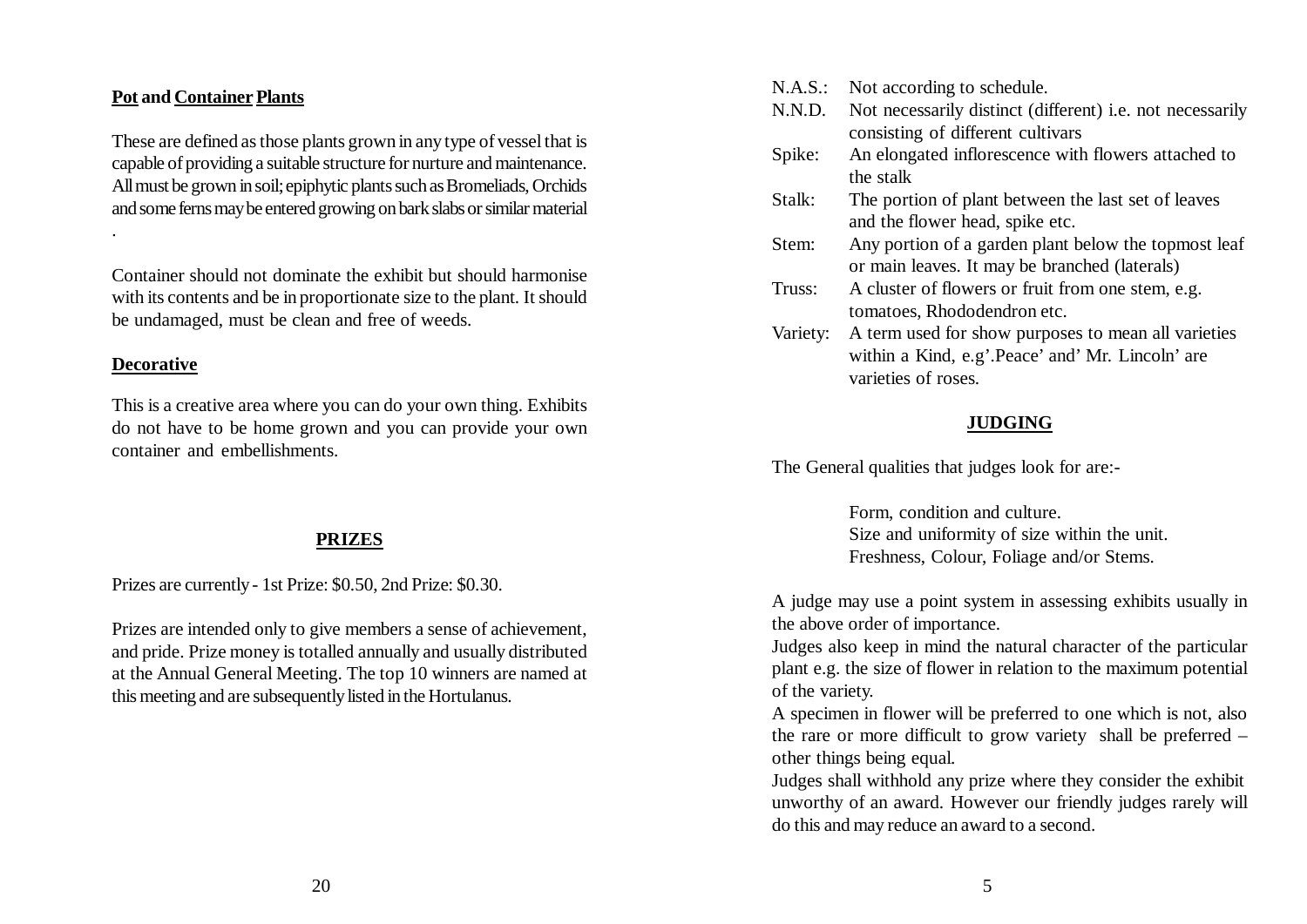**Pot and Container Plants**

These are defined as those plants grown in any type of vessel that is capable of providing a suitable structure for nurture and maintenance. All must be grown in soil; epiphytic plants such as Bromeliads, Orchids and some ferns may be entered growing on bark slabs or similar material .

Container should not dominate the exhibit but should harmonise with its contents and be in proportionate size to the plant. It should be undamaged, must be clean and free of weeds.

**Decorative**

This is a creative area where you can do your own thing. Exhibits do not have to be home grown and you can provide your own container and embellishments.

## PRIZES

Prizes are currently - 1st Prize: $0.50, 2nd Prize: $0.30.

Prizes are intended only to give members a sense of achievement, and pride. Prize money is totalled annually and usually distributed at the Annual General Meeting. The top 10 winners are named at this meeting and are subsequently listed in the Hortulanus.

N.A.S.: Not according to schedule.
N.N.D. Not necessarily distinct (different) i.e. not necessarily consisting of different cultivars
Spike: An elongated inflorescence with flowers attached to the stalk
Stalk: The portion of plant between the last set of leaves and the flower head, spike etc.
Stem: Any portion of a garden plant below the topmost leaf or main leaves. It may be branched (laterals)
Truss: A cluster of flowers or fruit from one stem, e.g. tomatoes, Rhododendron etc.
Variety: A term used for show purposes to mean all varieties within a Kind, e.g'.Peace' and' Mr. Lincoln' are varieties of roses.

## JUDGING

The General qualities that judges look for are:-

Form, condition and culture.
Size and uniformity of size within the unit.
Freshness, Colour, Foliage and/or Stems.

A judge may use a point system in assessing exhibits usually in the above order of importance.
Judges also keep in mind the natural character of the particular plant e.g. the size of flower in relation to the maximum potential of the variety.
A specimen in flower will be preferred to one which is not, also the rare or more difficult to grow variety shall be preferred – other things being equal.
Judges shall withhold any prize where they consider the exhibit unworthy of an award. However our friendly judges rarely will do this and may reduce an award to a second.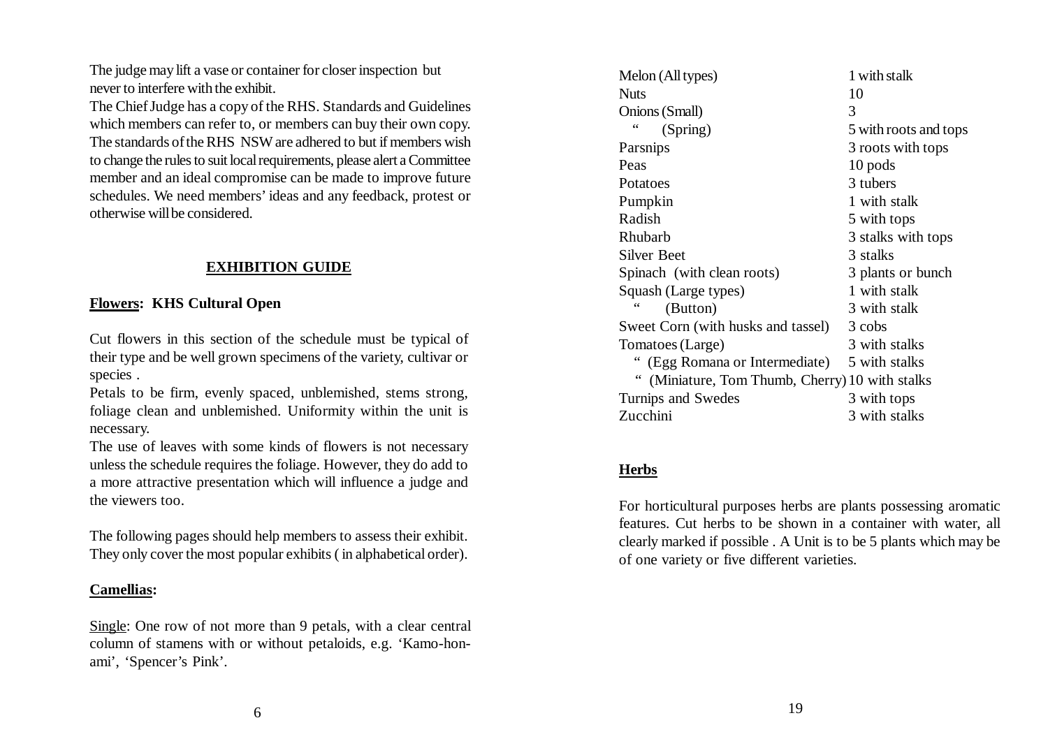The judge may lift a vase or container for closer inspection but never to interfere with the exhibit.
The Chief Judge has a copy of the RHS. Standards and Guidelines which members can refer to, or members can buy their own copy. The standards of the RHS NSW are adhered to but if members wish to change the rules to suit local requirements, please alert a Committee member and an ideal compromise can be made to improve future schedules. We need members' ideas and any feedback, protest or otherwise will be considered.

## EXHIBITION GUIDE

**Flowers: KHS Cultural Open**

Cut flowers in this section of the schedule must be typical of their type and be well grown specimens of the variety, cultivar or species .
Petals to be firm, evenly spaced, unblemished, stems strong, foliage clean and unblemished. Uniformity within the unit is necessary.
The use of leaves with some kinds of flowers is not necessary unless the schedule requires the foliage. However, they do add to a more attractive presentation which will influence a judge and the viewers too.

The following pages should help members to assess their exhibit. They only cover the most popular exhibits ( in alphabetical order).

**Camellias:**

Single: One row of not more than 9 petals, with a clear central column of stamens with or without petaloids, e.g. 'Kamo-hon-ami', 'Spencer's Pink'.

| | |
|---|---|
| Melon (All types) | 1 with stalk |
| Nuts | 10 |
| Onions (Small) | 3 |
| " (Spring) | 5 with roots and tops |
| Parsnips | 3 roots with tops |
| Peas | 10 pods |
| Potatoes | 3 tubers |
| Pumpkin | 1 with stalk |
| Radish | 5 with tops |
| Rhubarb | 3 stalks with tops |
| Silver Beet | 3 stalks |
| Spinach (with clean roots) | 3 plants or bunch |
| Squash (Large types) | 1 with stalk |
| " (Button) | 3 with stalk |
| Sweet Corn (with husks and tassel) | 3 cobs |
| Tomatoes (Large) | 3 with stalks |
| " (Egg Romana or Intermediate) | 5 with stalks |
| " (Miniature, Tom Thumb, Cherry) | 10 with stalks |
| Turnips and Swedes | 3 with tops |
| Zucchini | 3 with stalks |

**Herbs**

For horticultural purposes herbs are plants possessing aromatic features. Cut herbs to be shown in a container with water, all clearly marked if possible . A Unit is to be 5 plants which may be of one variety or five different varieties.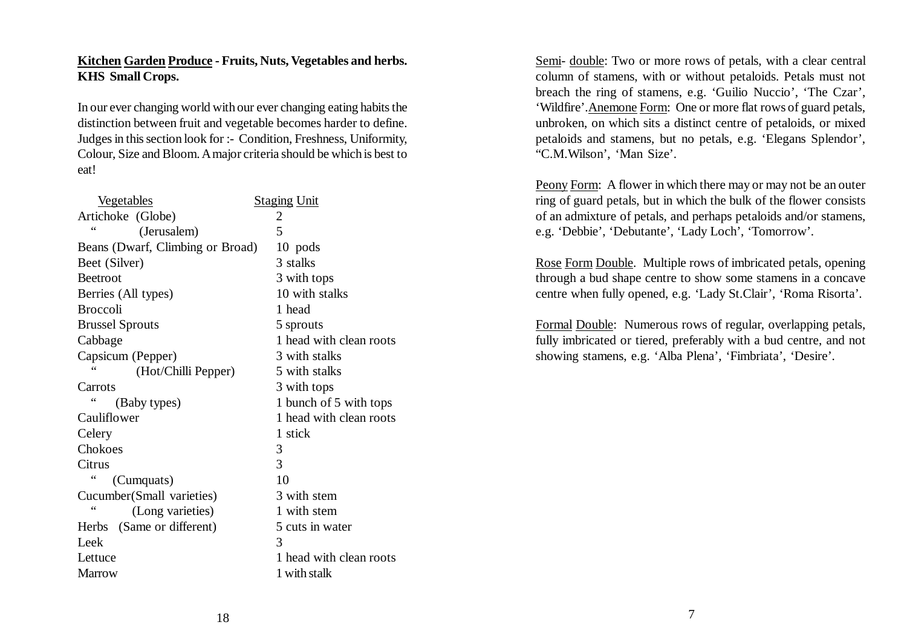**Kitchen Garden Produce - Fruits, Nuts, Vegetables and herbs.**
**KHS Small Crops.**

In our ever changing world with our ever changing eating habits the distinction between fruit and vegetable becomes harder to define. Judges in this section look for :- Condition, Freshness, Uniformity, Colour, Size and Bloom. A major criteria should be which is best to eat!

| Vegetables | Staging Unit |
|---|---|
| Artichoke (Globe) | 2 |
| " (Jerusalem) | 5 |
| Beans (Dwarf, Climbing or Broad) | 10 pods |
| Beet (Silver) | 3 stalks |
| Beetroot | 3 with tops |
| Berries (All types) | 10 with stalks |
| Broccoli | 1 head |
| Brussel Sprouts | 5 sprouts |
| Cabbage | 1 head with clean roots |
| Capsicum (Pepper) | 3 with stalks |
| " (Hot/Chilli Pepper) | 5 with stalks |
| Carrots | 3 with tops |
| " (Baby types) | 1 bunch of 5 with tops |
| Cauliflower | 1 head with clean roots |
| Celery | 1 stick |
| Chokoes | 3 |
| Citrus | 3 |
| " (Cumquats) | 10 |
| Cucumber(Small varieties) | 3 with stem |
| " (Long varieties) | 1 with stem |
| Herbs (Same or different) | 5 cuts in water |
| Leek | 3 |
| Lettuce | 1 head with clean roots |
| Marrow | 1 with stalk |

Semi- double: Two or more rows of petals, with a clear central column of stamens, with or without petaloids. Petals must not breach the ring of stamens, e.g. 'Guilio Nuccio', 'The Czar', 'Wildfire'. Anemone Form: One or more flat rows of guard petals, unbroken, on which sits a distinct centre of petaloids, or mixed petaloids and stamens, but no petals, e.g. 'Elegans Splendor', "C.M.Wilson', 'Man Size'.

Peony Form: A flower in which there may or may not be an outer ring of guard petals, but in which the bulk of the flower consists of an admixture of petals, and perhaps petaloids and/or stamens, e.g. 'Debbie', 'Debutante', 'Lady Loch', 'Tomorrow'.

Rose Form Double. Multiple rows of imbricated petals, opening through a bud shape centre to show some stamens in a concave centre when fully opened, e.g. 'Lady St.Clair', 'Roma Risorta'.

Formal Double: Numerous rows of regular, overlapping petals, fully imbricated or tiered, preferably with a bud centre, and not showing stamens, e.g. 'Alba Plena', 'Fimbriata', 'Desire'.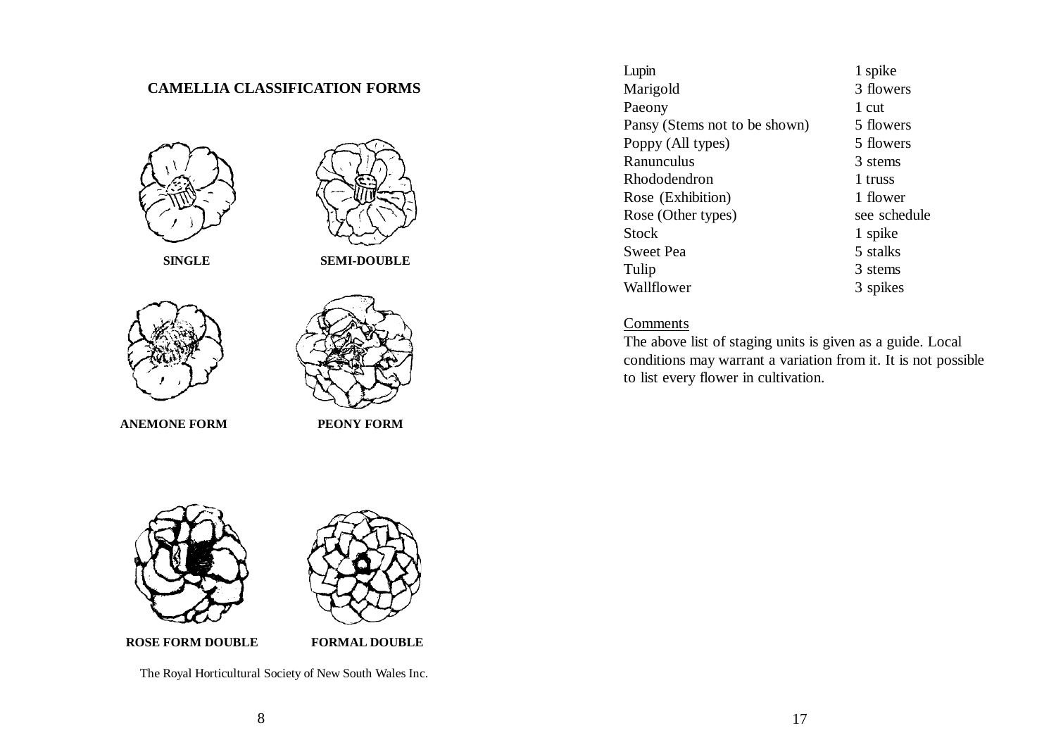## CAMELLIA CLASSIFICATION FORMS

SINGLE

SEMI-DOUBLE

ANEMONE FORM

PEONY FORM

ROSE FORM DOUBLE

FORMAL DOUBLE

The Royal Horticultural Society of New South Wales Inc.

| | |
|---|---|
| Lupin | 1 spike |
| Marigold | 3 flowers |
| Paeony | 1 cut |
| Pansy (Stems not to be shown) | 5 flowers |
| Poppy (All types) | 5 flowers |
| Ranunculus | 3 stems |
| Rhododendron | 1 truss |
| Rose (Exhibition) | 1 flower |
| Rose (Other types) | see schedule |
| Stock | 1 spike |
| Sweet Pea | 5 stalks |
| Tulip | 3 stems |
| Wallflower | 3 spikes |

Comments

The above list of staging units is given as a guide. Local conditions may warrant a variation from it. It is not possible to list every flower in cultivation.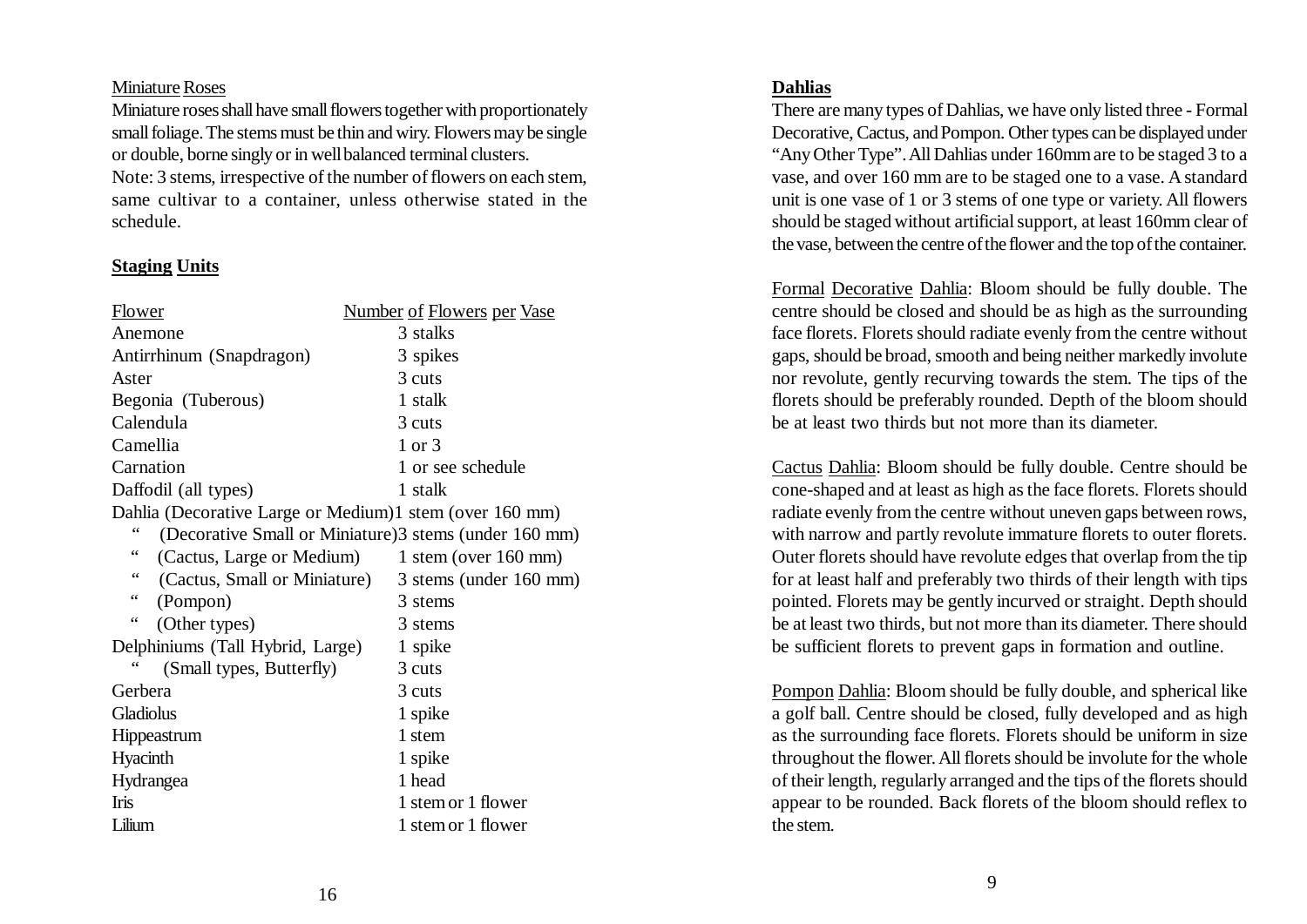Miniature Roses

Miniature roses shall have small flowers together with proportionately small foliage. The stems must be thin and wiry. Flowers may be single or double, borne singly or in well balanced terminal clusters.

Note: 3 stems, irrespective of the number of flowers on each stem, same cultivar to a container, unless otherwise stated in the schedule.

## Staging Units

| Flower | Number of Flowers per Vase |
|---|---|
| Anemone | 3 stalks |
| Antirrhinum (Snapdragon) | 3 spikes |
| Aster | 3 cuts |
| Begonia (Tuberous) | 1 stalk |
| Calendula | 3 cuts |
| Camellia | 1 or 3 |
| Carnation | 1 or see schedule |
| Daffodil (all types) | 1 stalk |
| Dahlia (Decorative Large or Medium) | 1 stem (over 160 mm) |
| " (Decorative Small or Miniature) | 3 stems (under 160 mm) |
| " (Cactus, Large or Medium) | 1 stem (over 160 mm) |
| " (Cactus, Small or Miniature) | 3 stems (under 160 mm) |
| " (Pompon) | 3 stems |
| " (Other types) | 3 stems |
| Delphiniums (Tall Hybrid, Large) | 1 spike |
| " (Small types, Butterfly) | 3 cuts |
| Gerbera | 3 cuts |
| Gladiolus | 1 spike |
| Hippeastrum | 1 stem |
| Hyacinth | 1 spike |
| Hydrangea | 1 head |
| Iris | 1 stem or 1 flower |
| Lilium | 1 stem or 1 flower |

## Dahlias

There are many types of Dahlias, we have only listed three - Formal Decorative, Cactus, and Pompon. Other types can be displayed under "Any Other Type". All Dahlias under 160mm are to be staged 3 to a vase, and over 160 mm are to be staged one to a vase. A standard unit is one vase of 1 or 3 stems of one type or variety. All flowers should be staged without artificial support, at least 160mm clear of the vase, between the centre of the flower and the top of the container.

Formal Decorative Dahlia: Bloom should be fully double. The centre should be closed and should be as high as the surrounding face florets. Florets should radiate evenly from the centre without gaps, should be broad, smooth and being neither markedly involute nor revolute, gently recurving towards the stem. The tips of the florets should be preferably rounded. Depth of the bloom should be at least two thirds but not more than its diameter.

Cactus Dahlia: Bloom should be fully double. Centre should be cone-shaped and at least as high as the face florets. Florets should radiate evenly from the centre without uneven gaps between rows, with narrow and partly revolute immature florets to outer florets. Outer florets should have revolute edges that overlap from the tip for at least half and preferably two thirds of their length with tips pointed. Florets may be gently incurved or straight. Depth should be at least two thirds, but not more than its diameter. There should be sufficient florets to prevent gaps in formation and outline.

Pompon Dahlia: Bloom should be fully double, and spherical like a golf ball. Centre should be closed, fully developed and as high as the surrounding face florets. Florets should be uniform in size throughout the flower. All florets should be involute for the whole of their length, regularly arranged and the tips of the florets should appear to be rounded. Back florets of the bloom should reflex to the stem.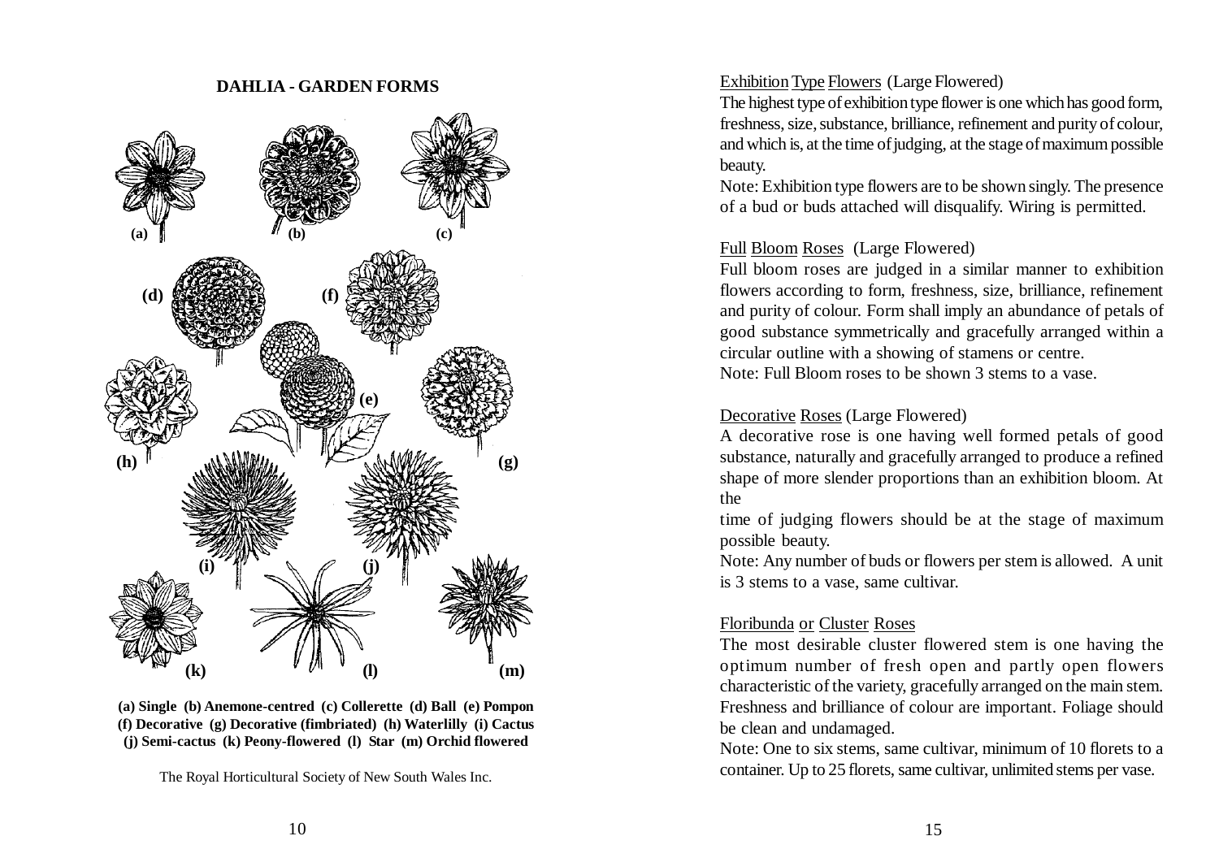## DAHLIA - GARDEN FORMS

(a) (b) (c)

(d) (f)

(e)

(h) (g)

(i) (j)

(k) (l) (m)

**(a) Single (b) Anemone-centred (c) Collerette (d) Ball (e) Pompon (f) Decorative (g) Decorative (fimbriated) (h) Waterlilly (i) Cactus (j) Semi-cactus (k) Peony-flowered (l) Star (m) Orchid flowered**

The Royal Horticultural Society of New South Wales Inc.

Exhibition Type Flowers (Large Flowered)

The highest type of exhibition type flower is one which has good form, freshness, size, substance, brilliance, refinement and purity of colour, and which is, at the time of judging, at the stage of maximum possible beauty.

Note: Exhibition type flowers are to be shown singly. The presence of a bud or buds attached will disqualify. Wiring is permitted.

Full Bloom Roses (Large Flowered)

Full bloom roses are judged in a similar manner to exhibition flowers according to form, freshness, size, brilliance, refinement and purity of colour. Form shall imply an abundance of petals of good substance symmetrically and gracefully arranged within a circular outline with a showing of stamens or centre.

Note: Full Bloom roses to be shown 3 stems to a vase.

Decorative Roses (Large Flowered)

A decorative rose is one having well formed petals of good substance, naturally and gracefully arranged to produce a refined shape of more slender proportions than an exhibition bloom. At the

time of judging flowers should be at the stage of maximum possible beauty.

Note: Any number of buds or flowers per stem is allowed. A unit is 3 stems to a vase, same cultivar.

Floribunda or Cluster Roses

The most desirable cluster flowered stem is one having the optimum number of fresh open and partly open flowers characteristic of the variety, gracefully arranged on the main stem. Freshness and brilliance of colour are important. Foliage should be clean and undamaged.

Note: One to six stems, same cultivar, minimum of 10 florets to a container. Up to 25 florets, same cultivar, unlimited stems per vase.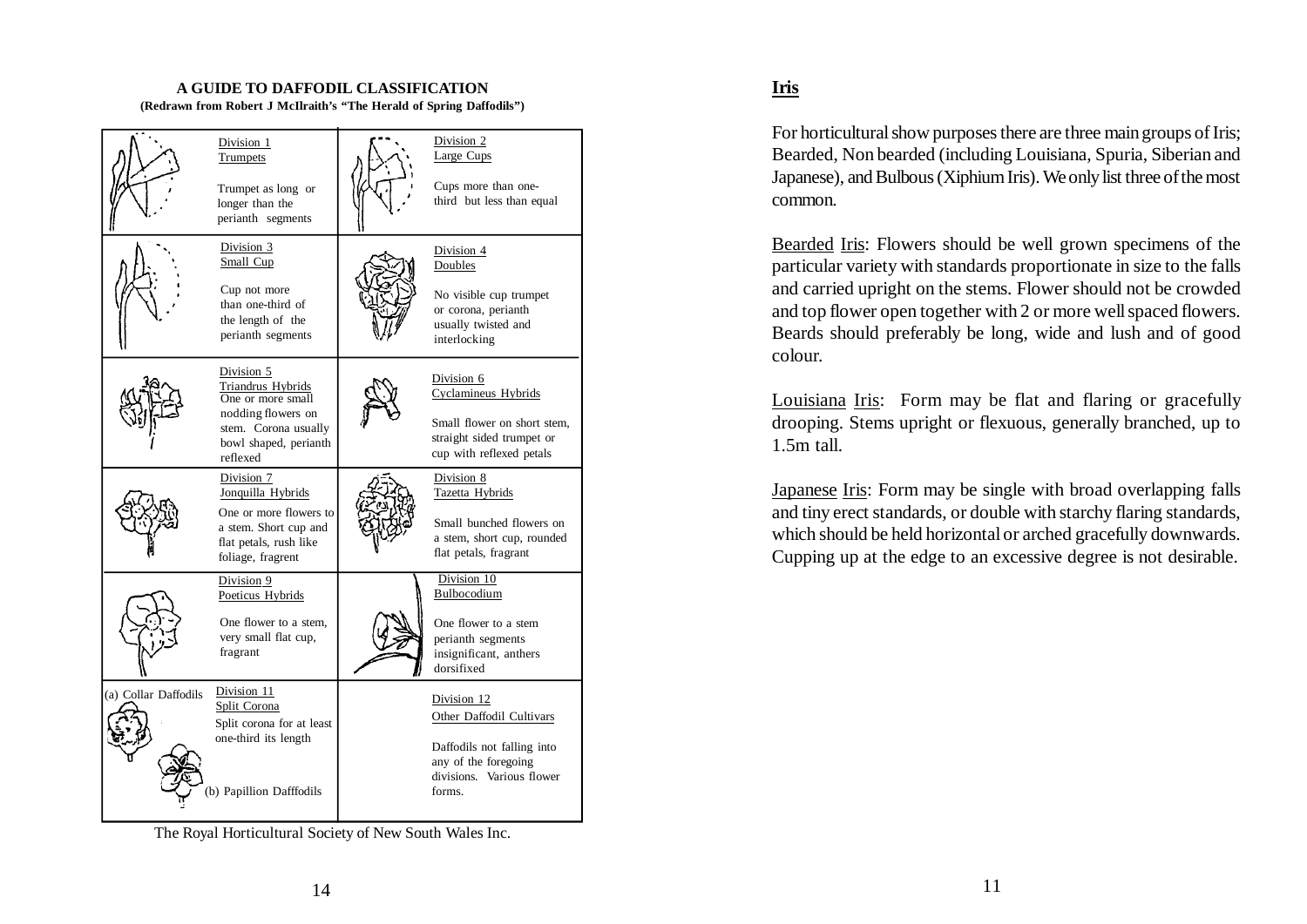## A GUIDE TO DAFFODIL CLASSIFICATION

**(Redrawn from Robert J McIlraith's "The Herald of Spring Daffodils")**

| | |
|---|---|
| Division 1<br>Trumpets<br>Trumpet as long or longer than the perianth segments | Division 2<br>Large Cups<br>Cups more than one-third but less than equal |
| Division 3<br>Small Cup<br>Cup not more than one-third of the length of the perianth segments | Division 4<br>Doubles<br>No visible cup trumpet or corona, perianth usually twisted and interlocking |
| Division 5<br>Triandrus Hybrids<br>One or more small nodding flowers on stem. Corona usually bowl shaped, perianth reflexed | Division 6<br>Cyclamineus Hybrids<br>Small flower on short stem, straight sided trumpet or cup with reflexed petals |
| Division 7<br>Jonquilla Hybrids<br>One or more flowers to a stem. Short cup and flat petals, rush like foliage, fragrent | Division 8<br>Tazetta Hybrids<br>Small bunched flowers on a stem, short cup, rounded flat petals, fragrant |
| Division 9<br>Poeticus Hybrids<br>One flower to a stem, very small flat cup, fragrant | Division 10<br>Bulbocodium<br>One flower to a stem perianth segments insignificant, anthers dorsifixed |
| Division 11<br>Split Corona<br>Split corona for at least one-third its length<br>(a) Collar Daffodils<br>(b) Papillion Dafffodils | Division 12<br>Other Daffodil Cultivars<br>Daffodils not falling into any of the foregoing divisions. Various flower forms. |

The Royal Horticultural Society of New South Wales Inc.

## Iris

For horticultural show purposes there are three main groups of Iris; Bearded, Non bearded (including Louisiana, Spuria, Siberian and Japanese), and Bulbous (Xiphium Iris). We only list three of the most common.

Bearded Iris: Flowers should be well grown specimens of the particular variety with standards proportionate in size to the falls and carried upright on the stems. Flower should not be crowded and top flower open together with 2 or more well spaced flowers. Beards should preferably be long, wide and lush and of good colour.

Louisiana Iris: Form may be flat and flaring or gracefully drooping. Stems upright or flexuous, generally branched, up to 1.5m tall.

Japanese Iris: Form may be single with broad overlapping falls and tiny erect standards, or double with starchy flaring standards, which should be held horizontal or arched gracefully downwards. Cupping up at the edge to an excessive degree is not desirable.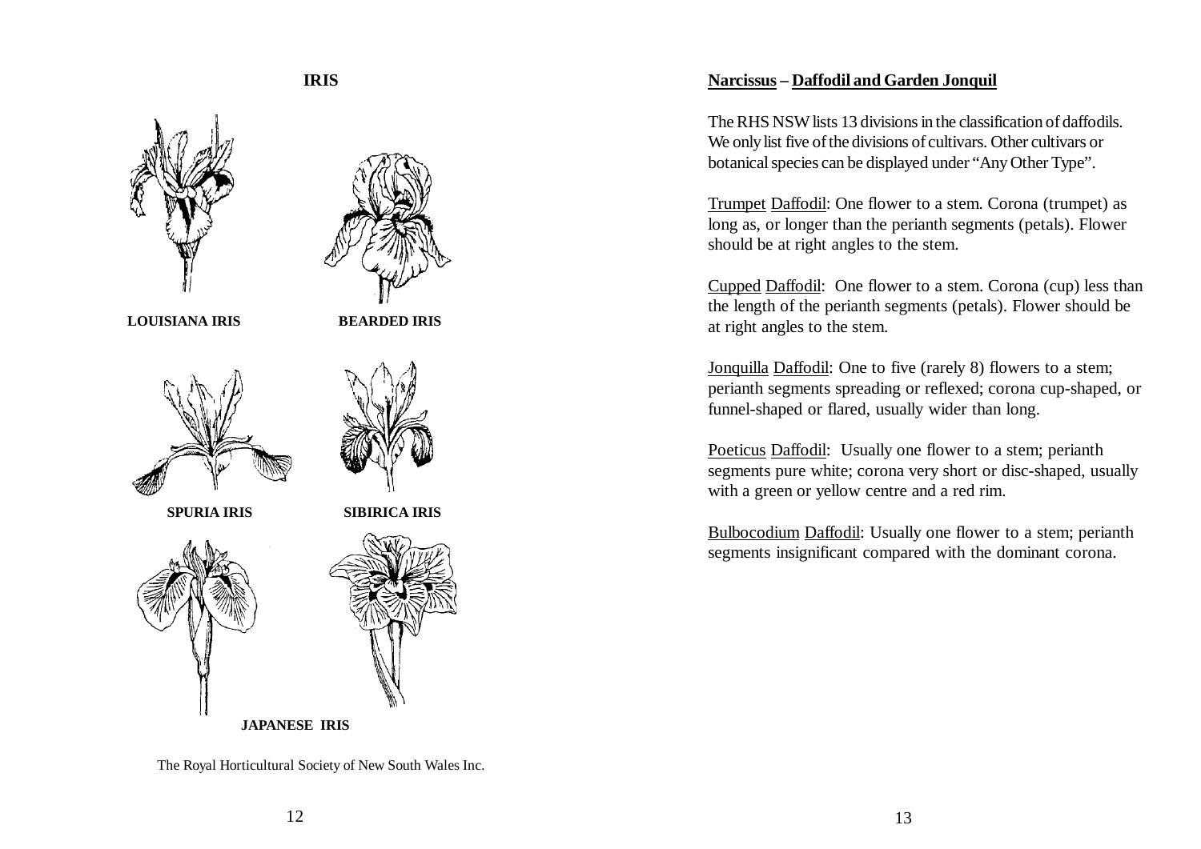## IRIS

LOUISIANA IRIS

BEARDED IRIS

SPURIA IRIS

SIBIRICA IRIS

JAPANESE IRIS

The Royal Horticultural Society of New South Wales Inc.

## Narcissus – Daffodil and Garden Jonquil

The RHS NSW lists 13 divisions in the classification of daffodils. We only list five of the divisions of cultivars. Other cultivars or botanical species can be displayed under "Any Other Type".

Trumpet Daffodil: One flower to a stem. Corona (trumpet) as long as, or longer than the perianth segments (petals). Flower should be at right angles to the stem.

Cupped Daffodil: One flower to a stem. Corona (cup) less than the length of the perianth segments (petals). Flower should be at right angles to the stem.

Jonquilla Daffodil: One to five (rarely 8) flowers to a stem; perianth segments spreading or reflexed; corona cup-shaped, or funnel-shaped or flared, usually wider than long.

Poeticus Daffodil: Usually one flower to a stem; perianth segments pure white; corona very short or disc-shaped, usually with a green or yellow centre and a red rim.

Bulbocodium Daffodil: Usually one flower to a stem; perianth segments insignificant compared with the dominant corona.